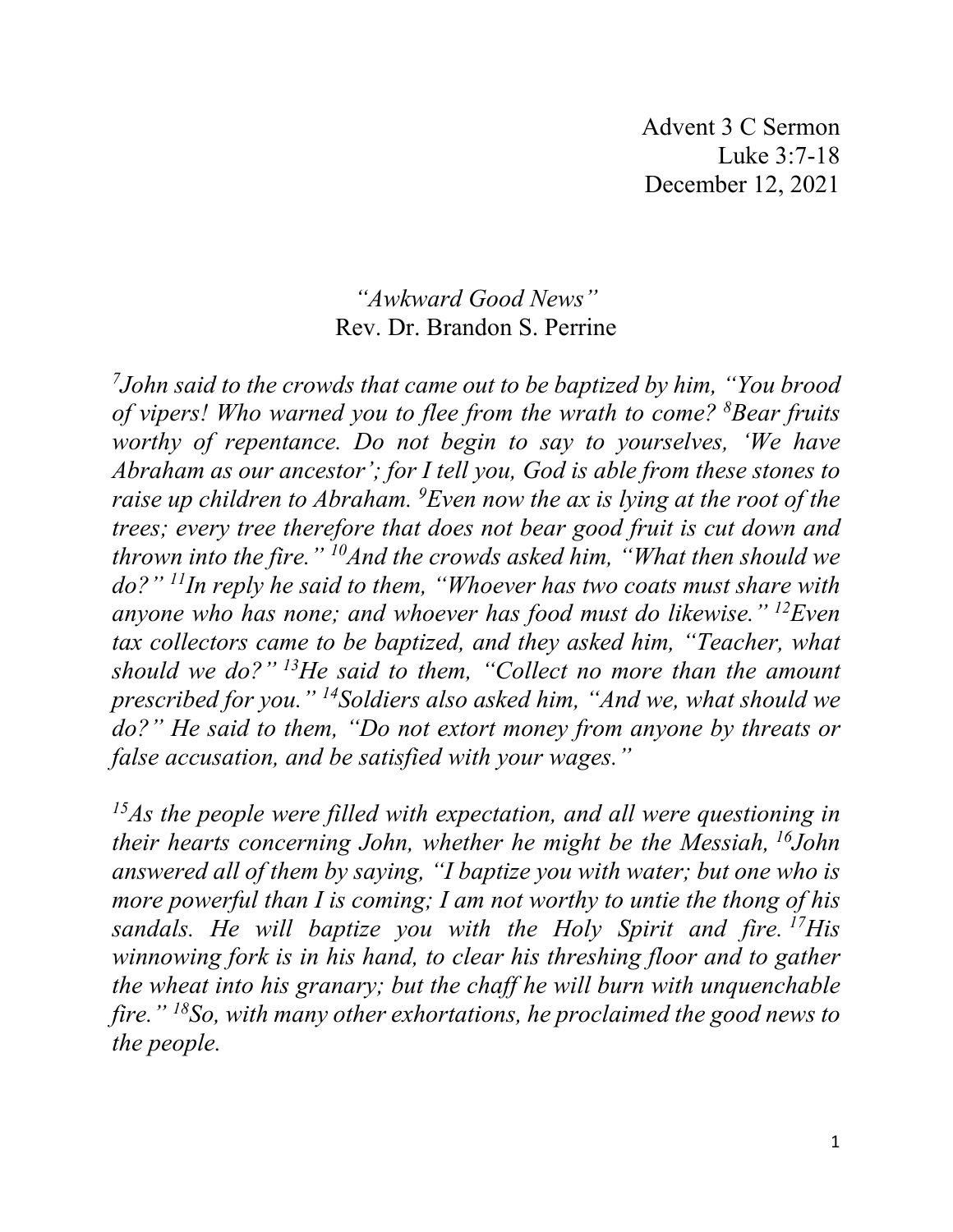Advent 3 C Sermon
Luke 3:7-18
December 12, 2021

*"Awkward Good News"*
Rev. Dr. Brandon S. Perrine

*[7]John said to the crowds that came out to be baptized by him, "You brood of vipers! Who warned you to flee from the wrath to come? [8]Bear fruits worthy of repentance. Do not begin to say to yourselves, 'We have Abraham as our ancestor'; for I tell you, God is able from these stones to raise up children to Abraham. [9]Even now the ax is lying at the root of the trees; every tree therefore that does not bear good fruit is cut down and thrown into the fire." [10]And the crowds asked him, "What then should we do?" [11]In reply he said to them, "Whoever has two coats must share with anyone who has none; and whoever has food must do likewise." [12]Even tax collectors came to be baptized, and they asked him, "Teacher, what should we do?" [13]He said to them, "Collect no more than the amount prescribed for you." [14]Soldiers also asked him, "And we, what should we do?" He said to them, "Do not extort money from anyone by threats or false accusation, and be satisfied with your wages."*

*[15]As the people were filled with expectation, and all were questioning in their hearts concerning John, whether he might be the Messiah, [16]John answered all of them by saying, "I baptize you with water; but one who is more powerful than I is coming; I am not worthy to untie the thong of his sandals. He will baptize you with the Holy Spirit and fire. [17]His winnowing fork is in his hand, to clear his threshing floor and to gather the wheat into his granary; but the chaff he will burn with unquenchable fire." [18]So, with many other exhortations, he proclaimed the good news to the people.*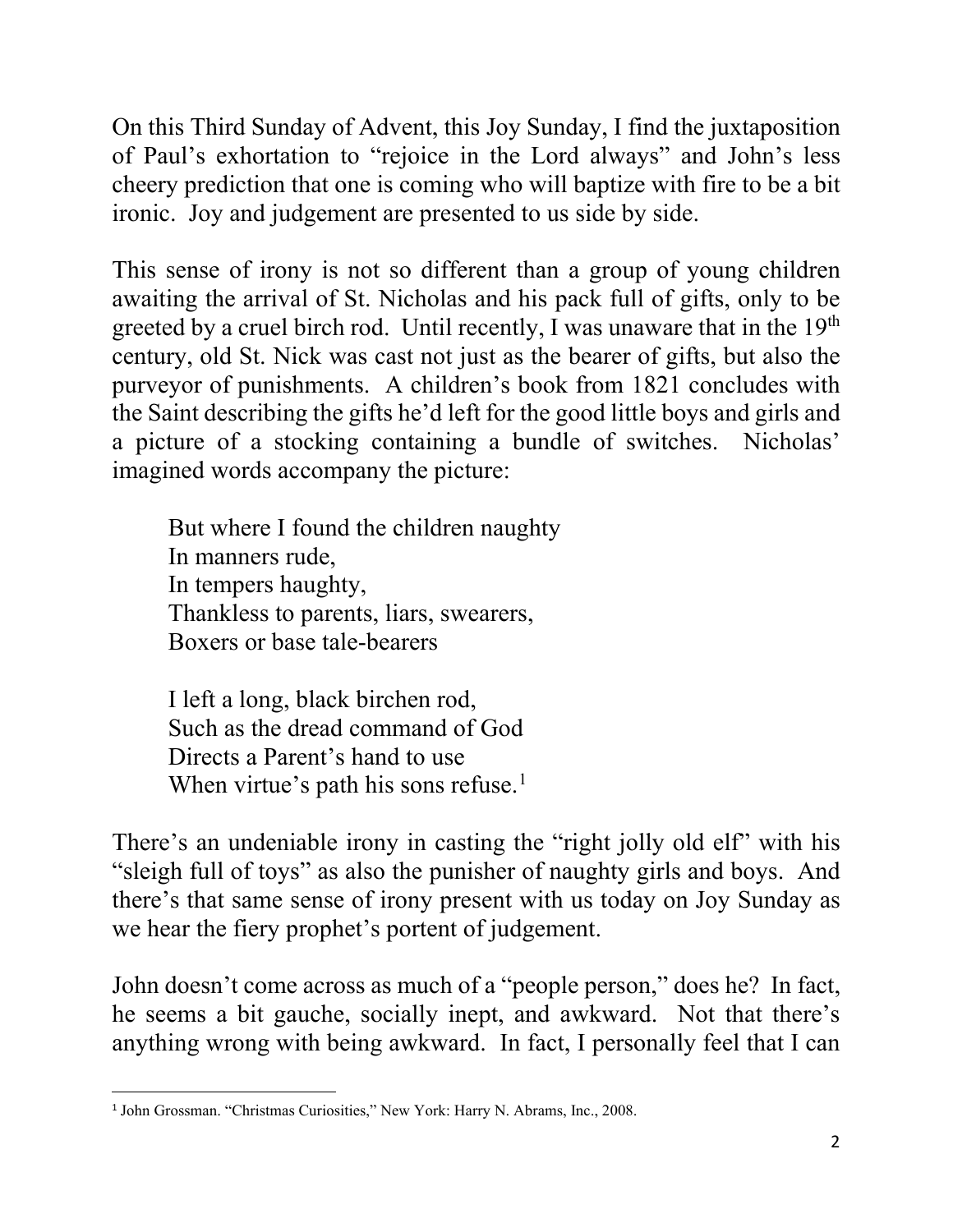On this Third Sunday of Advent, this Joy Sunday, I find the juxtaposition of Paul's exhortation to "rejoice in the Lord always" and John's less cheery prediction that one is coming who will baptize with fire to be a bit ironic. Joy and judgement are presented to us side by side.

This sense of irony is not so different than a group of young children awaiting the arrival of St. Nicholas and his pack full of gifts, only to be greeted by a cruel birch rod. Until recently, I was unaware that in the 19th century, old St. Nick was cast not just as the bearer of gifts, but also the purveyor of punishments. A children's book from 1821 concludes with the Saint describing the gifts he'd left for the good little boys and girls and a picture of a stocking containing a bundle of switches. Nicholas' imagined words accompany the picture:

> But where I found the children naughty
> In manners rude,
> In tempers haughty,
> Thankless to parents, liars, swearers,
> Boxers or base tale-bearers
>
> I left a long, black birchen rod,
> Such as the dread command of God
> Directs a Parent's hand to use
> When virtue's path his sons refuse.[1]

There's an undeniable irony in casting the "right jolly old elf" with his "sleigh full of toys" as also the punisher of naughty girls and boys. And there's that same sense of irony present with us today on Joy Sunday as we hear the fiery prophet's portent of judgement.

John doesn't come across as much of a "people person," does he? In fact, he seems a bit gauche, socially inept, and awkward. Not that there's anything wrong with being awkward. In fact, I personally feel that I can

---

[1] John Grossman. "Christmas Curiosities," New York: Harry N. Abrams, Inc., 2008.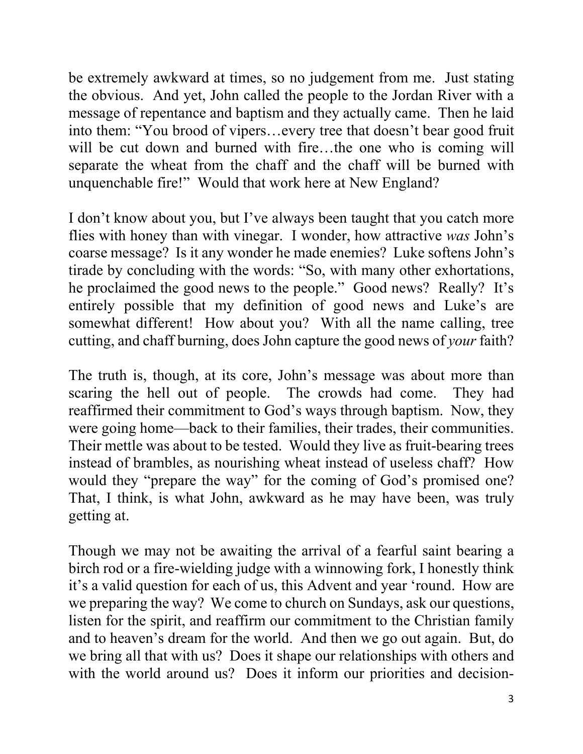be extremely awkward at times, so no judgement from me. Just stating the obvious. And yet, John called the people to the Jordan River with a message of repentance and baptism and they actually came. Then he laid into them: "You brood of vipers…every tree that doesn't bear good fruit will be cut down and burned with fire…the one who is coming will separate the wheat from the chaff and the chaff will be burned with unquenchable fire!" Would that work here at New England?

I don't know about you, but I've always been taught that you catch more flies with honey than with vinegar. I wonder, how attractive *was* John's coarse message? Is it any wonder he made enemies? Luke softens John's tirade by concluding with the words: "So, with many other exhortations, he proclaimed the good news to the people." Good news? Really? It's entirely possible that my definition of good news and Luke's are somewhat different! How about you? With all the name calling, tree cutting, and chaff burning, does John capture the good news of *your* faith?

The truth is, though, at its core, John's message was about more than scaring the hell out of people. The crowds had come. They had reaffirmed their commitment to God's ways through baptism. Now, they were going home—back to their families, their trades, their communities. Their mettle was about to be tested. Would they live as fruit-bearing trees instead of brambles, as nourishing wheat instead of useless chaff? How would they "prepare the way" for the coming of God's promised one? That, I think, is what John, awkward as he may have been, was truly getting at.

Though we may not be awaiting the arrival of a fearful saint bearing a birch rod or a fire-wielding judge with a winnowing fork, I honestly think it's a valid question for each of us, this Advent and year 'round. How are we preparing the way? We come to church on Sundays, ask our questions, listen for the spirit, and reaffirm our commitment to the Christian family and to heaven's dream for the world. And then we go out again. But, do we bring all that with us? Does it shape our relationships with others and with the world around us? Does it inform our priorities and decision-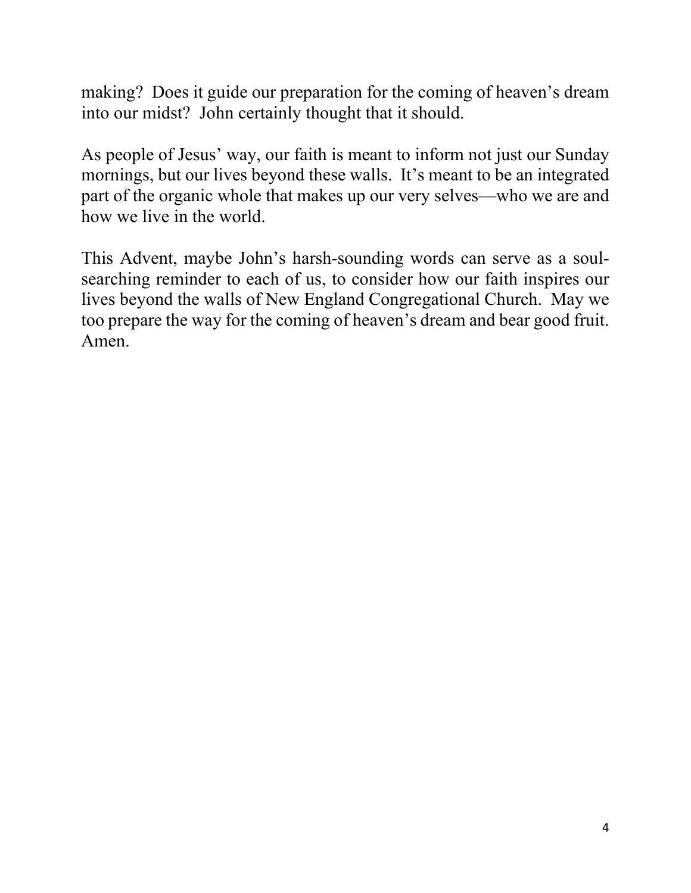making? Does it guide our preparation for the coming of heaven's dream into our midst? John certainly thought that it should.

As people of Jesus' way, our faith is meant to inform not just our Sunday mornings, but our lives beyond these walls. It's meant to be an integrated part of the organic whole that makes up our very selves—who we are and how we live in the world.

This Advent, maybe John's harsh-sounding words can serve as a soul-searching reminder to each of us, to consider how our faith inspires our lives beyond the walls of New England Congregational Church. May we too prepare the way for the coming of heaven's dream and bear good fruit. Amen.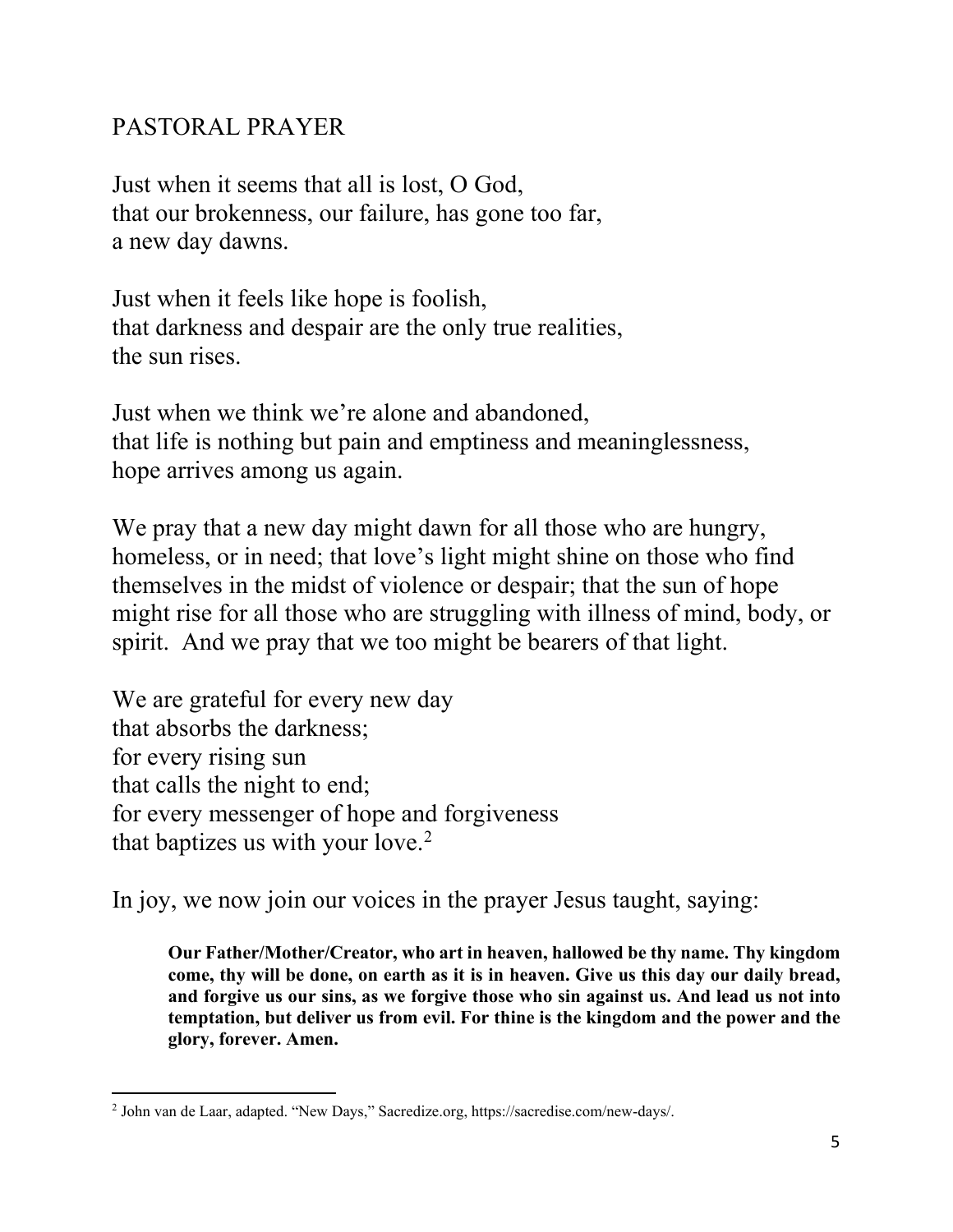## PASTORAL PRAYER

Just when it seems that all is lost, O God,
that our brokenness, our failure, has gone too far,
a new day dawns.

Just when it feels like hope is foolish,
that darkness and despair are the only true realities,
the sun rises.

Just when we think we're alone and abandoned,
that life is nothing but pain and emptiness and meaninglessness,
hope arrives among us again.

We pray that a new day might dawn for all those who are hungry, homeless, or in need; that love's light might shine on those who find themselves in the midst of violence or despair; that the sun of hope might rise for all those who are struggling with illness of mind, body, or spirit. And we pray that we too might be bearers of that light.

We are grateful for every new day
that absorbs the darkness;
for every rising sun
that calls the night to end;
for every messenger of hope and forgiveness
that baptizes us with your love.[2]

In joy, we now join our voices in the prayer Jesus taught, saying:

> **Our Father/Mother/Creator, who art in heaven, hallowed be thy name. Thy kingdom come, thy will be done, on earth as it is in heaven. Give us this day our daily bread, and forgive us our sins, as we forgive those who sin against us. And lead us not into temptation, but deliver us from evil. For thine is the kingdom and the power and the glory, forever. Amen.**

---

[2] John van de Laar, adapted. "New Days," Sacredize.org, https://sacredise.com/new-days/.